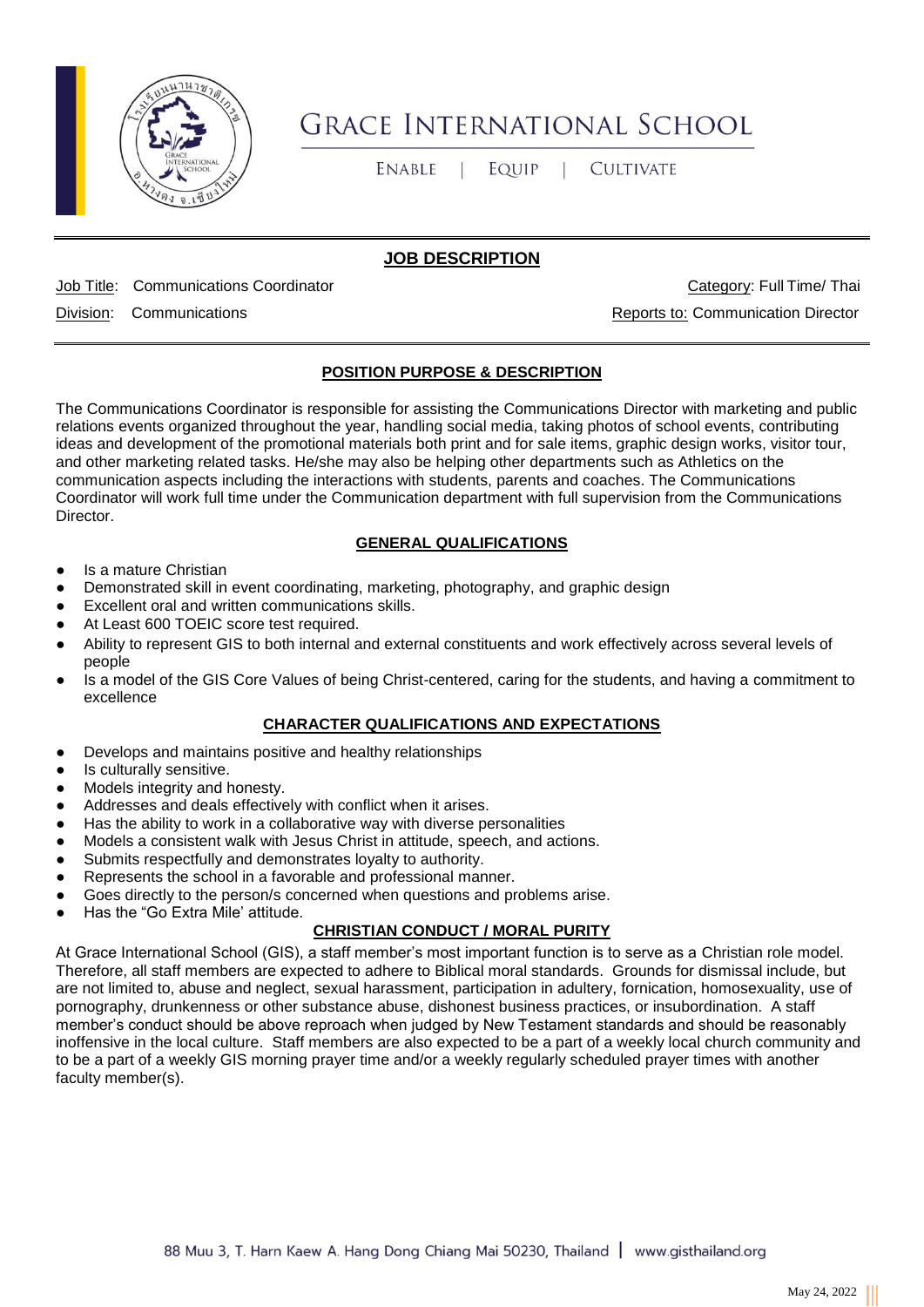# GRACE INTERNATIONAL SCHOOL

ENABLE | EQUIP | CULTIVATE

## JOB DESCRIPTION

Job Title: Communications Coordinator

Category: Full Time/ Thai

Division: Communications

Reports to: Communication Director

### POSITION PURPOSE & DESCRIPTION

The Communications Coordinator is responsible for assisting the Communications Director with marketing and public relations events organized throughout the year, handling social media, taking photos of school events, contributing ideas and development of the promotional materials both print and for sale items, graphic design works, visitor tour, and other marketing related tasks. He/she may also be helping other departments such as Athletics on the communication aspects including the interactions with students, parents and coaches. The Communications Coordinator will work full time under the Communication department with full supervision from the Communications Director.

### GENERAL QUALIFICATIONS

- Is a mature Christian
- Demonstrated skill in event coordinating, marketing, photography, and graphic design
- Excellent oral and written communications skills.
- At Least 600 TOEIC score test required.
- Ability to represent GIS to both internal and external constituents and work effectively across several levels of people
- Is a model of the GIS Core Values of being Christ-centered, caring for the students, and having a commitment to excellence

### CHARACTER QUALIFICATIONS AND EXPECTATIONS

- Develops and maintains positive and healthy relationships
- Is culturally sensitive.
- Models integrity and honesty.
- Addresses and deals effectively with conflict when it arises.
- Has the ability to work in a collaborative way with diverse personalities
- Models a consistent walk with Jesus Christ in attitude, speech, and actions.
- Submits respectfully and demonstrates loyalty to authority.
- Represents the school in a favorable and professional manner.
- Goes directly to the person/s concerned when questions and problems arise.
- Has the "Go Extra Mile' attitude.

### CHRISTIAN CONDUCT / MORAL PURITY

At Grace International School (GIS), a staff member's most important function is to serve as a Christian role model. Therefore, all staff members are expected to adhere to Biblical moral standards. Grounds for dismissal include, but are not limited to, abuse and neglect, sexual harassment, participation in adultery, fornication, homosexuality, use of pornography, drunkenness or other substance abuse, dishonest business practices, or insubordination. A staff member's conduct should be above reproach when judged by New Testament standards and should be reasonably inoffensive in the local culture. Staff members are also expected to be a part of a weekly local church community and to be a part of a weekly GIS morning prayer time and/or a weekly regularly scheduled prayer times with another faculty member(s).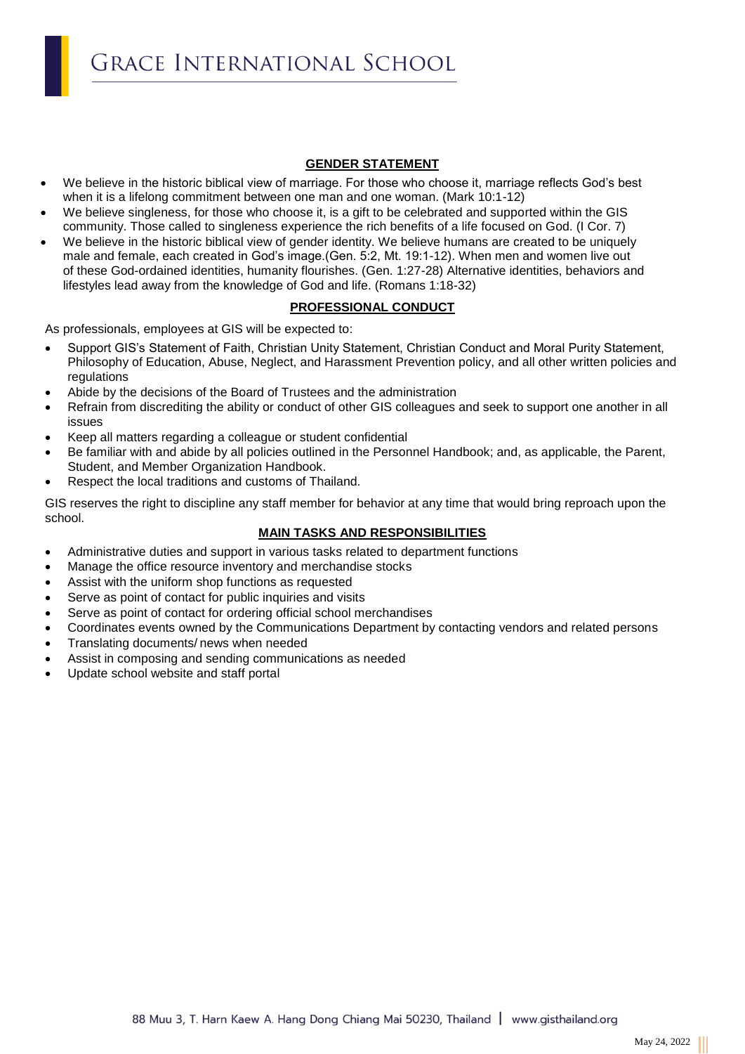## GENDER STATEMENT

- We believe in the historic biblical view of marriage. For those who choose it, marriage reflects God's best when it is a lifelong commitment between one man and one woman. (Mark 10:1-12)
- We believe singleness, for those who choose it, is a gift to be celebrated and supported within the GIS community. Those called to singleness experience the rich benefits of a life focused on God. (I Cor. 7)
- We believe in the historic biblical view of gender identity. We believe humans are created to be uniquely male and female, each created in God's image.(Gen. 5:2, Mt. 19:1-12). When men and women live out of these God-ordained identities, humanity flourishes. (Gen. 1:27-28) Alternative identities, behaviors and lifestyles lead away from the knowledge of God and life. (Romans 1:18-32)

## PROFESSIONAL CONDUCT

As professionals, employees at GIS will be expected to:

- Support GIS's Statement of Faith, Christian Unity Statement, Christian Conduct and Moral Purity Statement, Philosophy of Education, Abuse, Neglect, and Harassment Prevention policy, and all other written policies and regulations
- Abide by the decisions of the Board of Trustees and the administration
- Refrain from discrediting the ability or conduct of other GIS colleagues and seek to support one another in all issues
- Keep all matters regarding a colleague or student confidential
- Be familiar with and abide by all policies outlined in the Personnel Handbook; and, as applicable, the Parent, Student, and Member Organization Handbook.
- Respect the local traditions and customs of Thailand.

GIS reserves the right to discipline any staff member for behavior at any time that would bring reproach upon the school.

## MAIN TASKS AND RESPONSIBILITIES

- Administrative duties and support in various tasks related to department functions
- Manage the office resource inventory and merchandise stocks
- Assist with the uniform shop functions as requested
- Serve as point of contact for public inquiries and visits
- Serve as point of contact for ordering official school merchandises
- Coordinates events owned by the Communications Department by contacting vendors and related persons
- Translating documents/ news when needed
- Assist in composing and sending communications as needed
- Update school website and staff portal